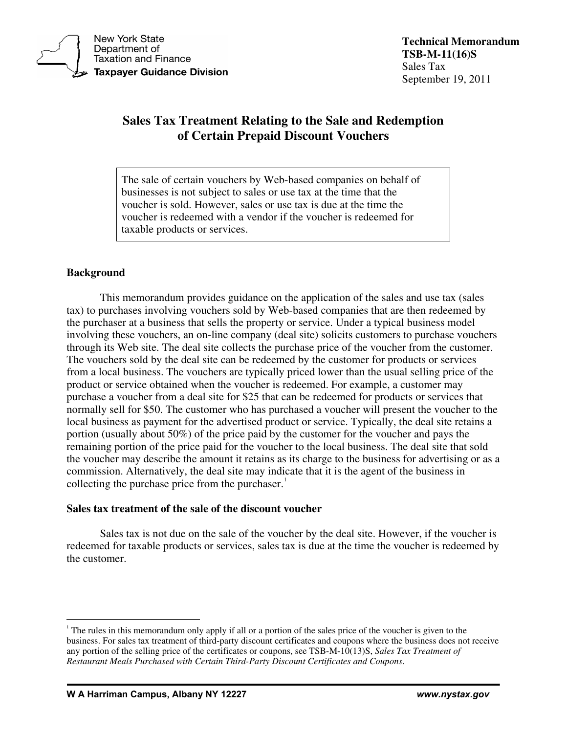New York State Department of Taxation and Finance
**Taxpayer Guidance Division**

**Technical Memorandum**
**TSB-M-11(16)S**
Sales Tax
September 19, 2011

# Sales Tax Treatment Relating to the Sale and Redemption of Certain Prepaid Discount Vouchers

> The sale of certain vouchers by Web-based companies on behalf of businesses is not subject to sales or use tax at the time that the voucher is sold. However, sales or use tax is due at the time the voucher is redeemed with a vendor if the voucher is redeemed for taxable products or services.

## Background

This memorandum provides guidance on the application of the sales and use tax (sales tax) to purchases involving vouchers sold by Web-based companies that are then redeemed by the purchaser at a business that sells the property or service. Under a typical business model involving these vouchers, an on-line company (deal site) solicits customers to purchase vouchers through its Web site. The deal site collects the purchase price of the voucher from the customer. The vouchers sold by the deal site can be redeemed by the customer for products or services from a local business. The vouchers are typically priced lower than the usual selling price of the product or service obtained when the voucher is redeemed. For example, a customer may purchase a voucher from a deal site for $25 that can be redeemed for products or services that normally sell for $50. The customer who has purchased a voucher will present the voucher to the local business as payment for the advertised product or service. Typically, the deal site retains a portion (usually about 50%) of the price paid by the customer for the voucher and pays the remaining portion of the price paid for the voucher to the local business. The deal site that sold the voucher may describe the amount it retains as its charge to the business for advertising or as a commission. Alternatively, the deal site may indicate that it is the agent of the business in collecting the purchase price from the purchaser.[1]

## Sales tax treatment of the sale of the discount voucher

Sales tax is not due on the sale of the voucher by the deal site. However, if the voucher is redeemed for taxable products or services, sales tax is due at the time the voucher is redeemed by the customer.

---

[1] The rules in this memorandum only apply if all or a portion of the sales price of the voucher is given to the business. For sales tax treatment of third-party discount certificates and coupons where the business does not receive any portion of the selling price of the certificates or coupons, see TSB-M-10(13)S, *Sales Tax Treatment of Restaurant Meals Purchased with Certain Third-Party Discount Certificates and Coupons.*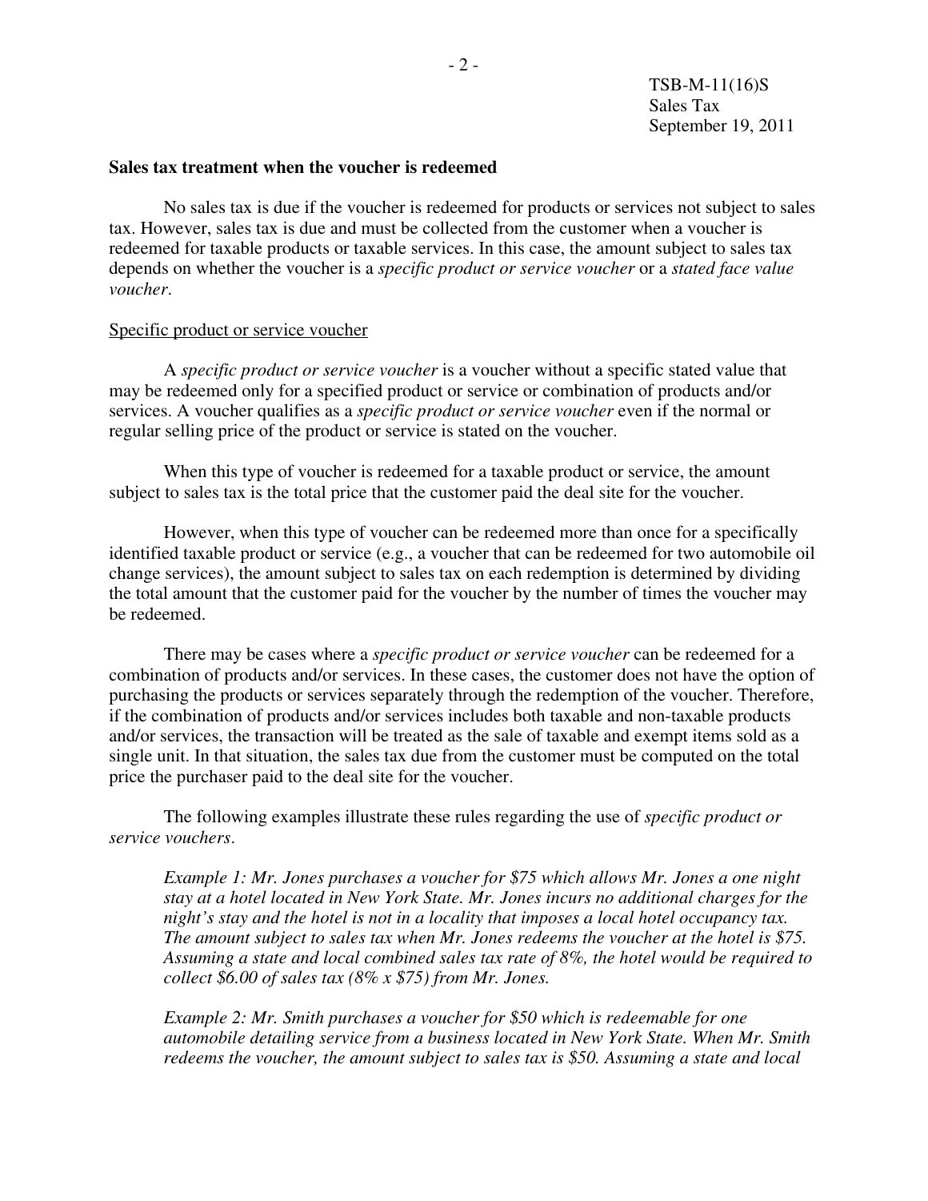**Sales tax treatment when the voucher is redeemed**

No sales tax is due if the voucher is redeemed for products or services not subject to sales tax. However, sales tax is due and must be collected from the customer when a voucher is redeemed for taxable products or taxable services. In this case, the amount subject to sales tax depends on whether the voucher is a *specific product or service voucher* or a *stated face value voucher*.

Specific product or service voucher

A *specific product or service voucher* is a voucher without a specific stated value that may be redeemed only for a specified product or service or combination of products and/or services. A voucher qualifies as a *specific product or service voucher* even if the normal or regular selling price of the product or service is stated on the voucher.

When this type of voucher is redeemed for a taxable product or service, the amount subject to sales tax is the total price that the customer paid the deal site for the voucher.

However, when this type of voucher can be redeemed more than once for a specifically identified taxable product or service (e.g., a voucher that can be redeemed for two automobile oil change services), the amount subject to sales tax on each redemption is determined by dividing the total amount that the customer paid for the voucher by the number of times the voucher may be redeemed.

There may be cases where a *specific product or service voucher* can be redeemed for a combination of products and/or services. In these cases, the customer does not have the option of purchasing the products or services separately through the redemption of the voucher. Therefore, if the combination of products and/or services includes both taxable and non-taxable products and/or services, the transaction will be treated as the sale of taxable and exempt items sold as a single unit. In that situation, the sales tax due from the customer must be computed on the total price the purchaser paid to the deal site for the voucher.

The following examples illustrate these rules regarding the use of *specific product or service vouchers*.

*Example 1: Mr. Jones purchases a voucher for $75 which allows Mr. Jones a one night stay at a hotel located in New York State. Mr. Jones incurs no additional charges for the night's stay and the hotel is not in a locality that imposes a local hotel occupancy tax. The amount subject to sales tax when Mr. Jones redeems the voucher at the hotel is $75. Assuming a state and local combined sales tax rate of 8%, the hotel would be required to collect $6.00 of sales tax (8% x $75) from Mr. Jones.*

*Example 2: Mr. Smith purchases a voucher for $50 which is redeemable for one automobile detailing service from a business located in New York State. When Mr. Smith redeems the voucher, the amount subject to sales tax is $50. Assuming a state and local*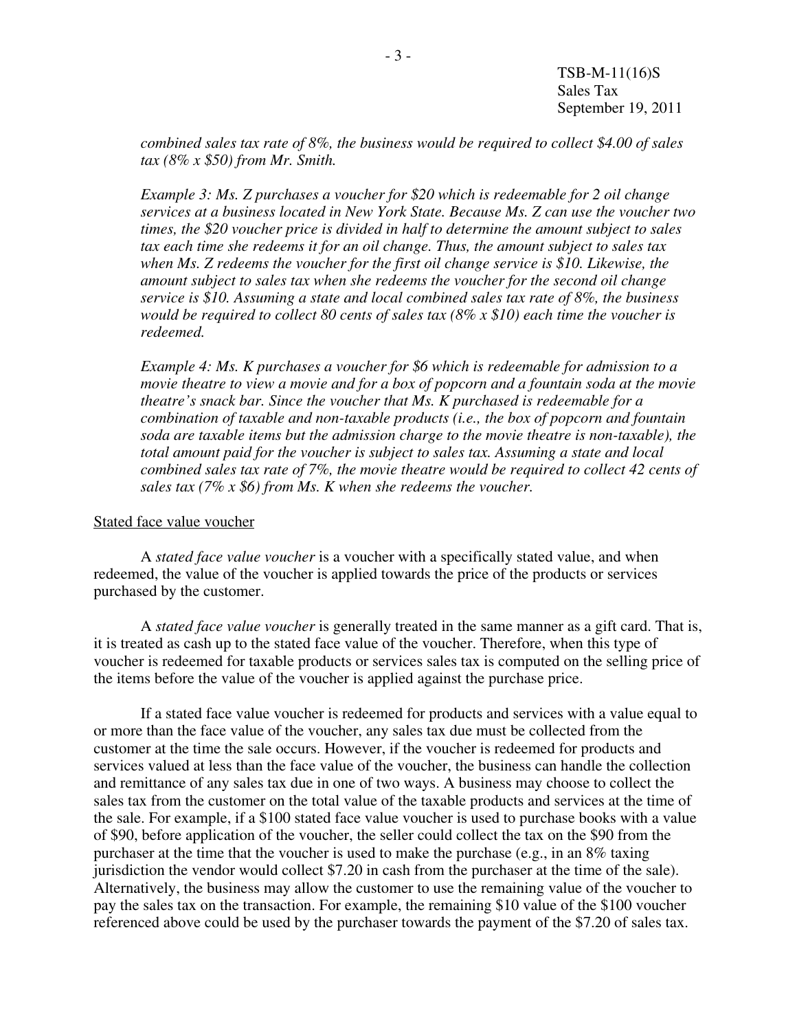*combined sales tax rate of 8%, the business would be required to collect $4.00 of sales tax (8% x $50) from Mr. Smith.*

*Example 3: Ms. Z purchases a voucher for $20 which is redeemable for 2 oil change services at a business located in New York State. Because Ms. Z can use the voucher two times, the $20 voucher price is divided in half to determine the amount subject to sales tax each time she redeems it for an oil change. Thus, the amount subject to sales tax when Ms. Z redeems the voucher for the first oil change service is $10. Likewise, the amount subject to sales tax when she redeems the voucher for the second oil change service is $10. Assuming a state and local combined sales tax rate of 8%, the business would be required to collect 80 cents of sales tax (8% x $10) each time the voucher is redeemed.*

*Example 4: Ms. K purchases a voucher for $6 which is redeemable for admission to a movie theatre to view a movie and for a box of popcorn and a fountain soda at the movie theatre's snack bar. Since the voucher that Ms. K purchased is redeemable for a combination of taxable and non-taxable products (i.e., the box of popcorn and fountain soda are taxable items but the admission charge to the movie theatre is non-taxable), the total amount paid for the voucher is subject to sales tax. Assuming a state and local combined sales tax rate of 7%, the movie theatre would be required to collect 42 cents of sales tax (7% x $6) from Ms. K when she redeems the voucher.*

<u>Stated face value voucher</u>

A *stated face value voucher* is a voucher with a specifically stated value, and when redeemed, the value of the voucher is applied towards the price of the products or services purchased by the customer.

A *stated face value voucher* is generally treated in the same manner as a gift card. That is, it is treated as cash up to the stated face value of the voucher. Therefore, when this type of voucher is redeemed for taxable products or services sales tax is computed on the selling price of the items before the value of the voucher is applied against the purchase price.

If a stated face value voucher is redeemed for products and services with a value equal to or more than the face value of the voucher, any sales tax due must be collected from the customer at the time the sale occurs. However, if the voucher is redeemed for products and services valued at less than the face value of the voucher, the business can handle the collection and remittance of any sales tax due in one of two ways. A business may choose to collect the sales tax from the customer on the total value of the taxable products and services at the time of the sale. For example, if a $100 stated face value voucher is used to purchase books with a value of $90, before application of the voucher, the seller could collect the tax on the $90 from the purchaser at the time that the voucher is used to make the purchase (e.g., in an 8% taxing jurisdiction the vendor would collect $7.20 in cash from the purchaser at the time of the sale). Alternatively, the business may allow the customer to use the remaining value of the voucher to pay the sales tax on the transaction. For example, the remaining $10 value of the $100 voucher referenced above could be used by the purchaser towards the payment of the $7.20 of sales tax.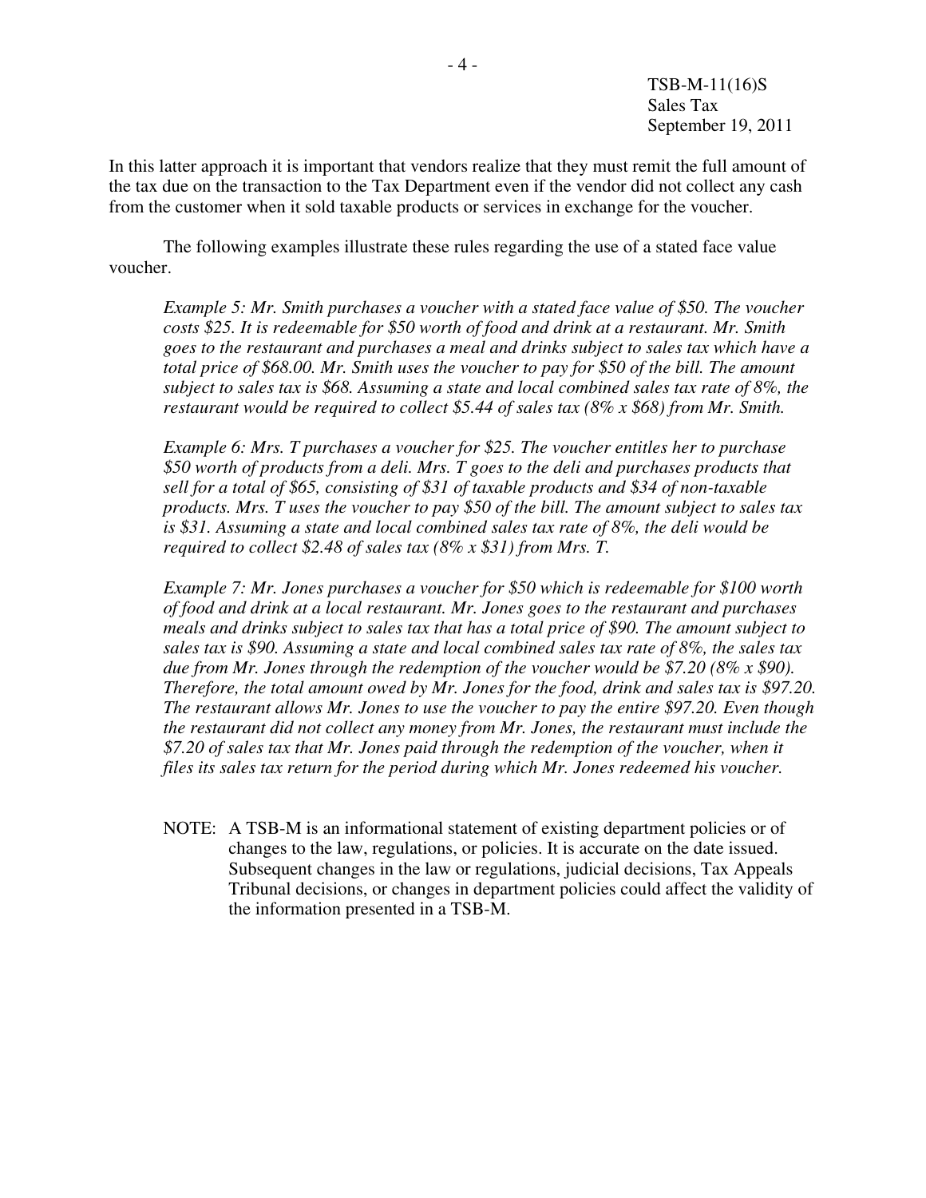In this latter approach it is important that vendors realize that they must remit the full amount of the tax due on the transaction to the Tax Department even if the vendor did not collect any cash from the customer when it sold taxable products or services in exchange for the voucher.

The following examples illustrate these rules regarding the use of a stated face value voucher.

*Example 5: Mr. Smith purchases a voucher with a stated face value of $50. The voucher costs $25. It is redeemable for $50 worth of food and drink at a restaurant. Mr. Smith goes to the restaurant and purchases a meal and drinks subject to sales tax which have a total price of $68.00. Mr. Smith uses the voucher to pay for $50 of the bill. The amount subject to sales tax is $68. Assuming a state and local combined sales tax rate of 8%, the restaurant would be required to collect $5.44 of sales tax (8% x $68) from Mr. Smith.*

*Example 6: Mrs. T purchases a voucher for $25. The voucher entitles her to purchase $50 worth of products from a deli. Mrs. T goes to the deli and purchases products that sell for a total of $65, consisting of $31 of taxable products and $34 of non-taxable products. Mrs. T uses the voucher to pay $50 of the bill. The amount subject to sales tax is $31. Assuming a state and local combined sales tax rate of 8%, the deli would be required to collect $2.48 of sales tax (8% x $31) from Mrs. T.*

*Example 7: Mr. Jones purchases a voucher for $50 which is redeemable for $100 worth of food and drink at a local restaurant. Mr. Jones goes to the restaurant and purchases meals and drinks subject to sales tax that has a total price of $90. The amount subject to sales tax is $90. Assuming a state and local combined sales tax rate of 8%, the sales tax due from Mr. Jones through the redemption of the voucher would be $7.20 (8% x $90). Therefore, the total amount owed by Mr. Jones for the food, drink and sales tax is $97.20. The restaurant allows Mr. Jones to use the voucher to pay the entire $97.20. Even though the restaurant did not collect any money from Mr. Jones, the restaurant must include the $7.20 of sales tax that Mr. Jones paid through the redemption of the voucher, when it files its sales tax return for the period during which Mr. Jones redeemed his voucher.*

NOTE: A TSB-M is an informational statement of existing department policies or of changes to the law, regulations, or policies. It is accurate on the date issued. Subsequent changes in the law or regulations, judicial decisions, Tax Appeals Tribunal decisions, or changes in department policies could affect the validity of the information presented in a TSB-M.